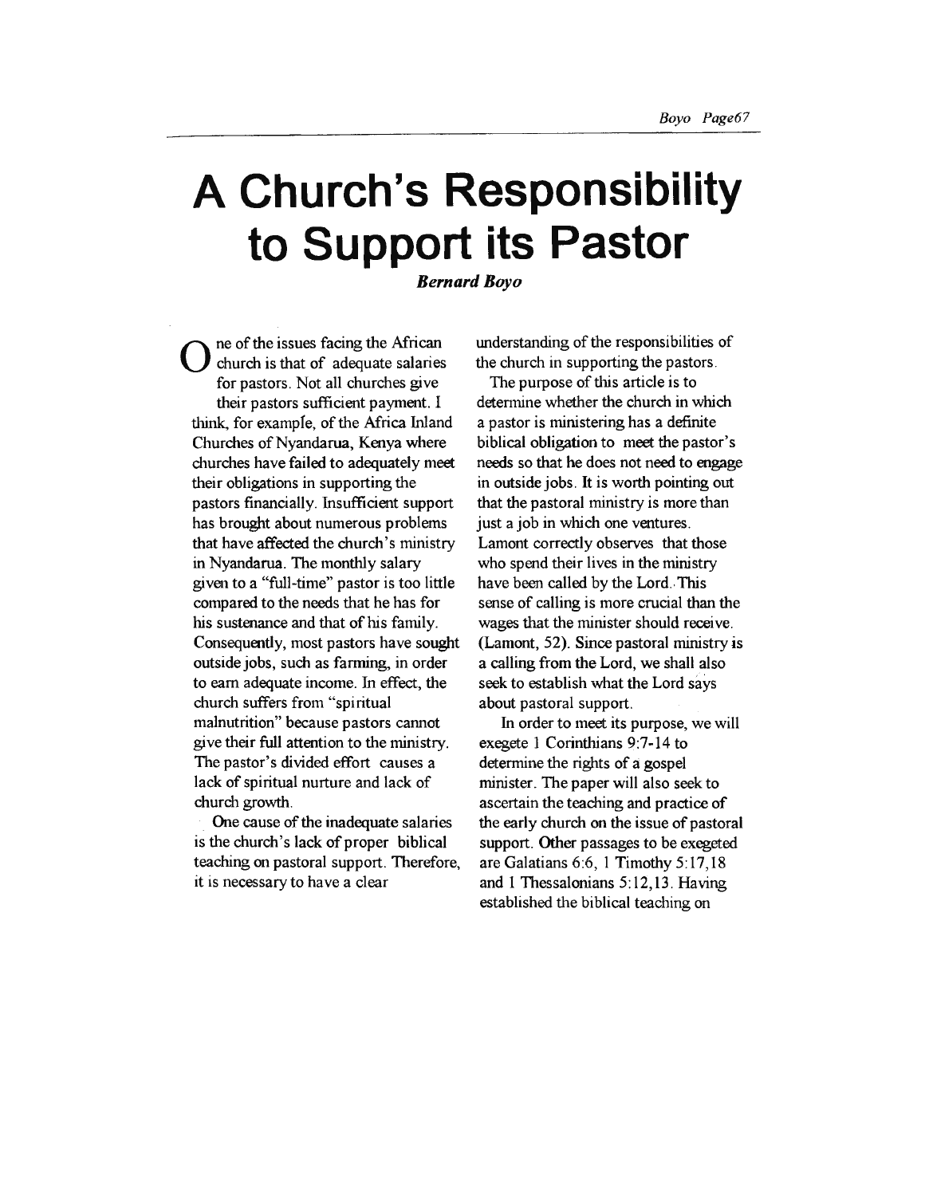# A Church's Responsibility to Support its Pastor

***Bernard Boyo***

One of the issues facing the African church is that of adequate salaries for pastors. Not all churches give their pastors sufficient payment. I think, for example, of the Africa Inland Churches of Nyandarua, Kenya where churches have failed to adequately meet their obligations in supporting the pastors financially. Insufficient support has brought about numerous problems that have affected the church's ministry in Nyandarua. The monthly salary given to a "full-time" pastor is too little compared to the needs that he has for his sustenance and that of his family. Consequently, most pastors have sought outside jobs, such as farming, in order to earn adequate income. In effect, the church suffers from "spiritual malnutrition" because pastors cannot give their full attention to the ministry. The pastor's divided effort causes a lack of spiritual nurture and lack of church growth.

One cause of the inadequate salaries is the church's lack of proper biblical teaching on pastoral support. Therefore, it is necessary to have a clear understanding of the responsibilities of the church in supporting the pastors.

The purpose of this article is to determine whether the church in which a pastor is ministering has a definite biblical obligation to meet the pastor's needs so that he does not need to engage in outside jobs. It is worth pointing out that the pastoral ministry is more than just a job in which one ventures. Lamont correctly observes that those who spend their lives in the ministry have been called by the Lord. This sense of calling is more crucial than the wages that the minister should receive. (Lamont, 52). Since pastoral ministry is a calling from the Lord, we shall also seek to establish what the Lord says about pastoral support.

In order to meet its purpose, we will exegete 1 Corinthians 9:7-14 to determine the rights of a gospel minister. The paper will also seek to ascertain the teaching and practice of the early church on the issue of pastoral support. Other passages to be exegeted are Galatians 6:6, 1 Timothy 5:17,18 and 1 Thessalonians 5:12,13. Having established the biblical teaching on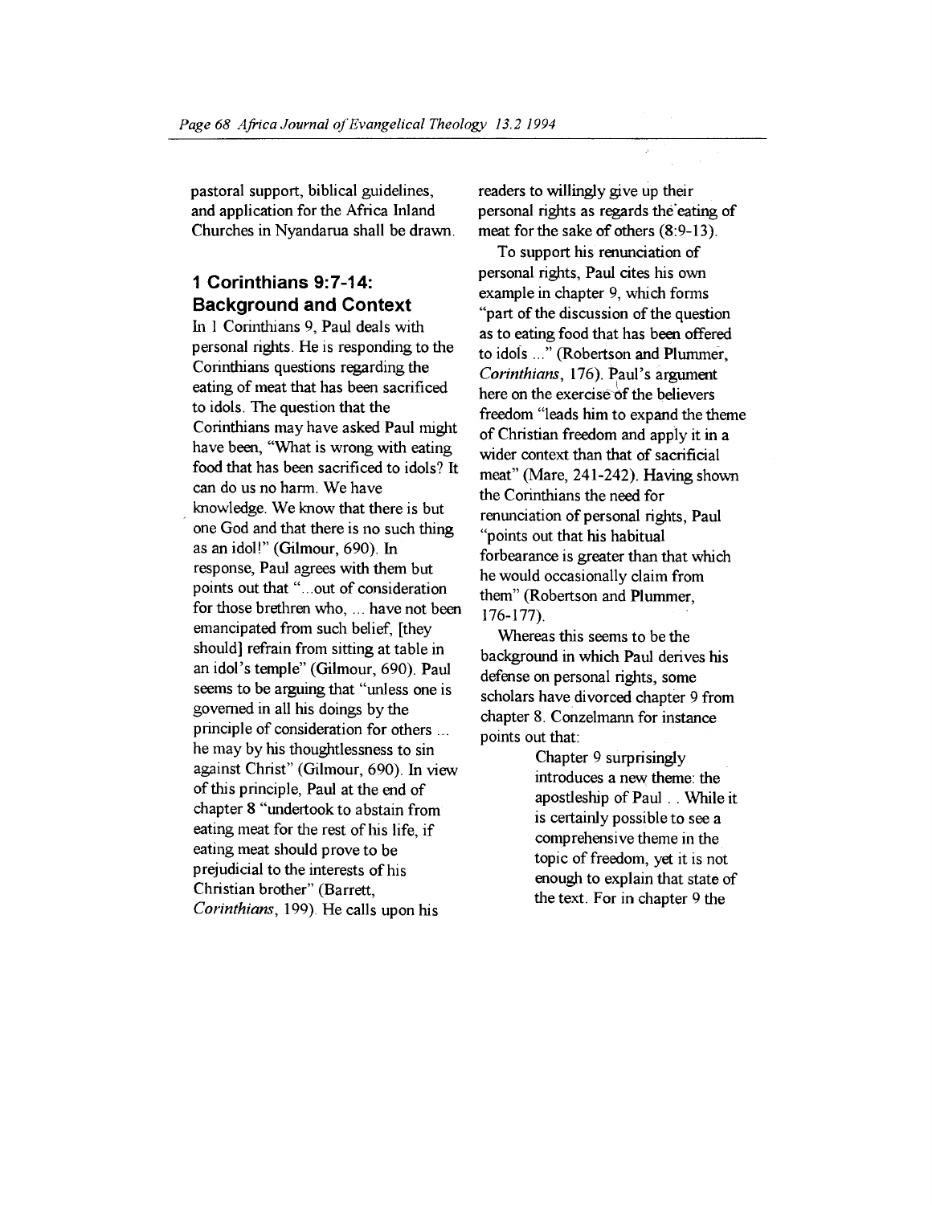pastoral support, biblical guidelines, and application for the Africa Inland Churches in Nyandarua shall be drawn.

## 1 Corinthians 9:7-14: Background and Context

In 1 Corinthians 9, Paul deals with personal rights. He is responding to the Corinthians questions regarding the eating of meat that has been sacrificed to idols. The question that the Corinthians may have asked Paul might have been, "What is wrong with eating food that has been sacrificed to idols? It can do us no harm. We have knowledge. We know that there is but one God and that there is no such thing as an idol!" (Gilmour, 690). In response, Paul agrees with them but points out that "...out of consideration for those brethren who, ... have not been emancipated from such belief, [they should] refrain from sitting at table in an idol's temple" (Gilmour, 690). Paul seems to be arguing that "unless one is governed in all his doings by the principle of consideration for others ... he may by his thoughtlessness to sin against Christ" (Gilmour, 690). In view of this principle, Paul at the end of chapter 8 "undertook to abstain from eating meat for the rest of his life, if eating meat should prove to be prejudicial to the interests of his Christian brother" (Barrett, *Corinthians*, 199). He calls upon his readers to willingly give up their personal rights as regards the eating of meat for the sake of others (8:9-13).

To support his renunciation of personal rights, Paul cites his own example in chapter 9, which forms "part of the discussion of the question as to eating food that has been offered to idols ..." (Robertson and Plummer, *Corinthians*, 176). Paul's argument here on the exercise of the believers freedom "leads him to expand the theme of Christian freedom and apply it in a wider context than that of sacrificial meat" (Mare, 241-242). Having shown the Corinthians the need for renunciation of personal rights, Paul "points out that his habitual forbearance is greater than that which he would occasionally claim from them" (Robertson and Plummer, 176-177).

Whereas this seems to be the background in which Paul derives his defense on personal rights, some scholars have divorced chapter 9 from chapter 8. Conzelmann for instance points out that:

> Chapter 9 surprisingly introduces a new theme: the apostleship of Paul . . While it is certainly possible to see a comprehensive theme in the topic of freedom, yet it is not enough to explain that state of the text. For in chapter 9 the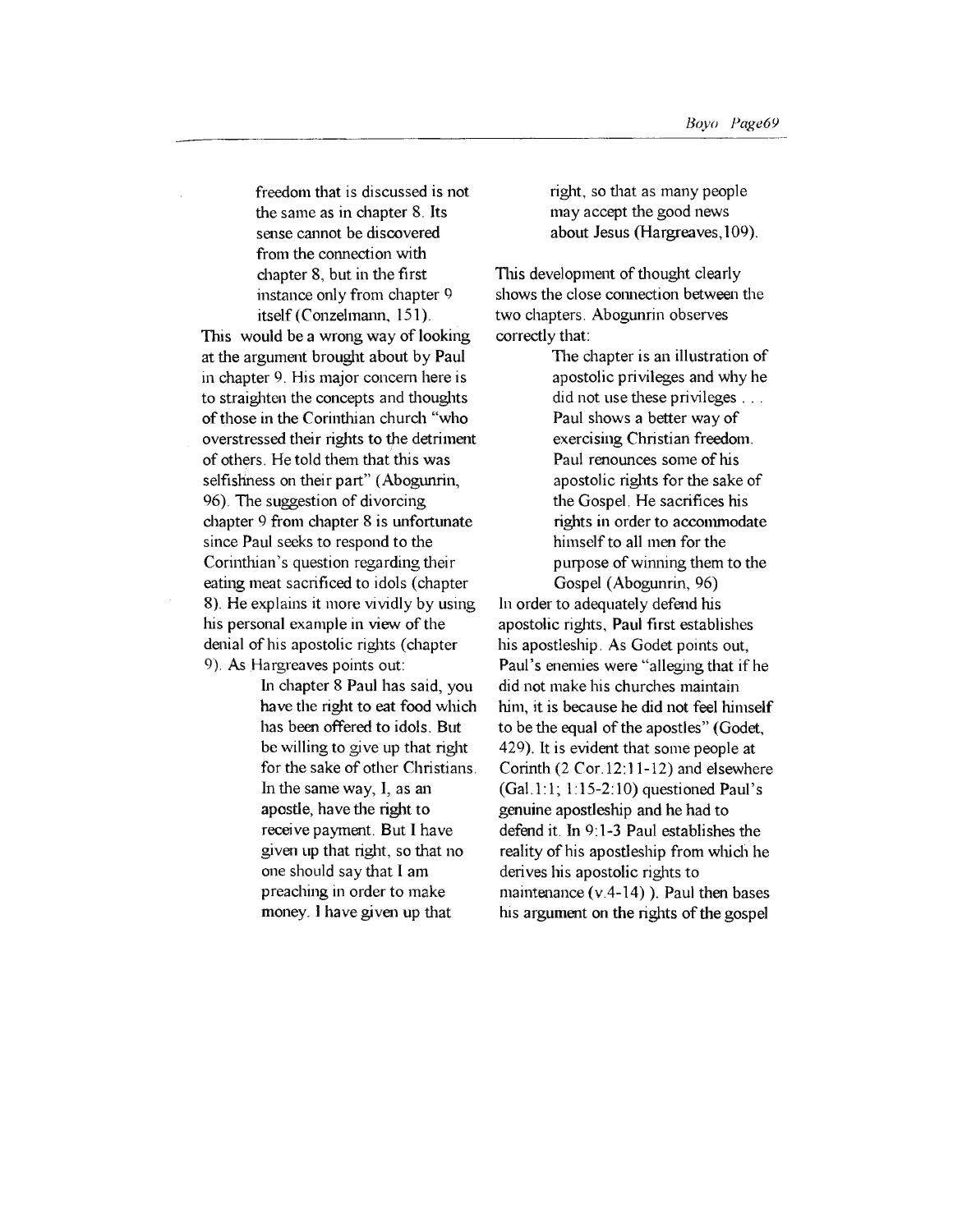> freedom that is discussed is not the same as in chapter 8. Its sense cannot be discovered from the connection with chapter 8, but in the first instance only from chapter 9 itself (Conzelmann, 151).

This would be a wrong way of looking at the argument brought about by Paul in chapter 9. His major concern here is to straighten the concepts and thoughts of those in the Corinthian church "who overstressed their rights to the detriment of others. He told them that this was selfishness on their part" (Abogunrin, 96). The suggestion of divorcing chapter 9 from chapter 8 is unfortunate since Paul seeks to respond to the Corinthian's question regarding their eating meat sacrificed to idols (chapter 8). He explains it more vividly by using his personal example in view of the denial of his apostolic rights (chapter 9). As Hargreaves points out:

> In chapter 8 Paul has said, you have the right to eat food which has been offered to idols. But be willing to give up that right for the sake of other Christians. In the same way, I, as an apostle, have the right to receive payment. But I have given up that right, so that no one should say that I am preaching in order to make money. I have given up that right, so that as many people may accept the good news about Jesus (Hargreaves,109).

This development of thought clearly shows the close connection between the two chapters. Abogunrin observes correctly that:

> The chapter is an illustration of apostolic privileges and why he did not use these privileges . . . Paul shows a better way of exercising Christian freedom. Paul renounces some of his apostolic rights for the sake of the Gospel. He sacrifices his rights in order to accommodate himself to all men for the purpose of winning them to the Gospel (Abogunrin, 96)

In order to adequately defend his apostolic rights, Paul first establishes his apostleship. As Godet points out, Paul's enemies were "alleging that if he did not make his churches maintain him, it is because he did not feel himself to be the equal of the apostles" (Godet, 429). It is evident that some people at Corinth (2 Cor.12:11-12) and elsewhere (Gal.1:1; 1:15-2:10) questioned Paul's genuine apostleship and he had to defend it. In 9:1-3 Paul establishes the reality of his apostleship from which he derives his apostolic rights to maintenance (v.4-14) ). Paul then bases his argument on the rights of the gospel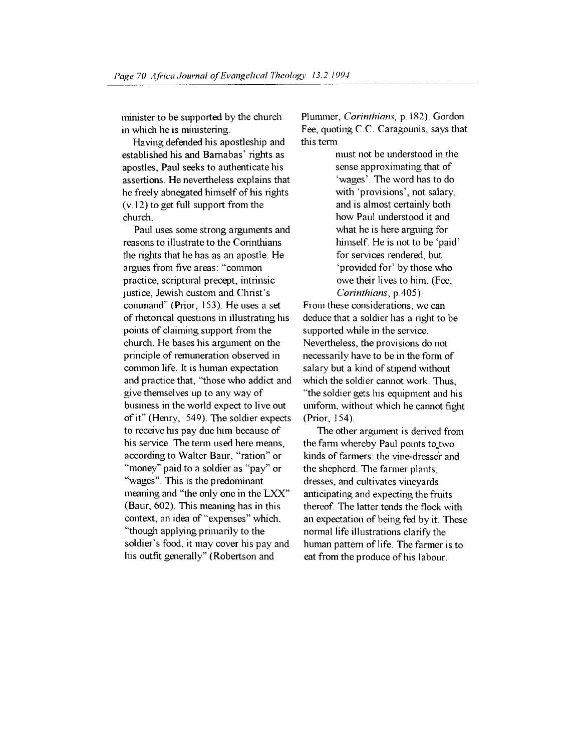minister to be supported by the church in which he is ministering.

Having defended his apostleship and established his and Barnabas' rights as apostles, Paul seeks to authenticate his assertions. He nevertheless explains that he freely abnegated himself of his rights (v.12) to get full support from the church.

Paul uses some strong arguments and reasons to illustrate to the Corinthians the rights that he has as an apostle. He argues from five areas: "common practice, scriptural precept, intrinsic justice, Jewish custom and Christ's command" (Prior, 153). He uses a set of rhetorical questions in illustrating his points of claiming support from the church. He bases his argument on the principle of remuneration observed in common life. It is human expectation and practice that, "those who addict and give themselves up to any way of business in the world expect to live out of it" (Henry, 549). The soldier expects to receive his pay due him because of his service. The term used here means, according to Walter Baur, "ration" or "money" paid to a soldier as "pay" or "wages". This is the predominant meaning and "the only one in the LXX" (Baur, 602). This meaning has in this context, an idea of "expenses" which, "though applying primarily to the soldier's food, it may cover his pay and his outfit generally" (Robertson and Plummer, *Corinthians*, p.182). Gordon Fee, quoting C.C. Caragounis, says that this term

> must not be understood in the sense approximating that of 'wages'. The word has to do with 'provisions', not salary, and is almost certainly both how Paul understood it and what he is here arguing for himself. He is not to be 'paid' for services rendered, but 'provided for' by those who owe their lives to him. (Fee, *Corinthians*, p.405).

From these considerations, we can deduce that a soldier has a right to be supported while in the service. Nevertheless, the provisions do not necessarily have to be in the form of salary but a kind of stipend without which the soldier cannot work. Thus, "the soldier gets his equipment and his uniform, without which he cannot fight (Prior, 154).

The other argument is derived from the farm whereby Paul points to two kinds of farmers: the vine-dresser and the shepherd. The farmer plants, dresses, and cultivates vineyards anticipating and expecting the fruits thereof. The latter tends the flock with an expectation of being fed by it. These normal life illustrations clarify the human pattern of life. The farmer is to eat from the produce of his labour.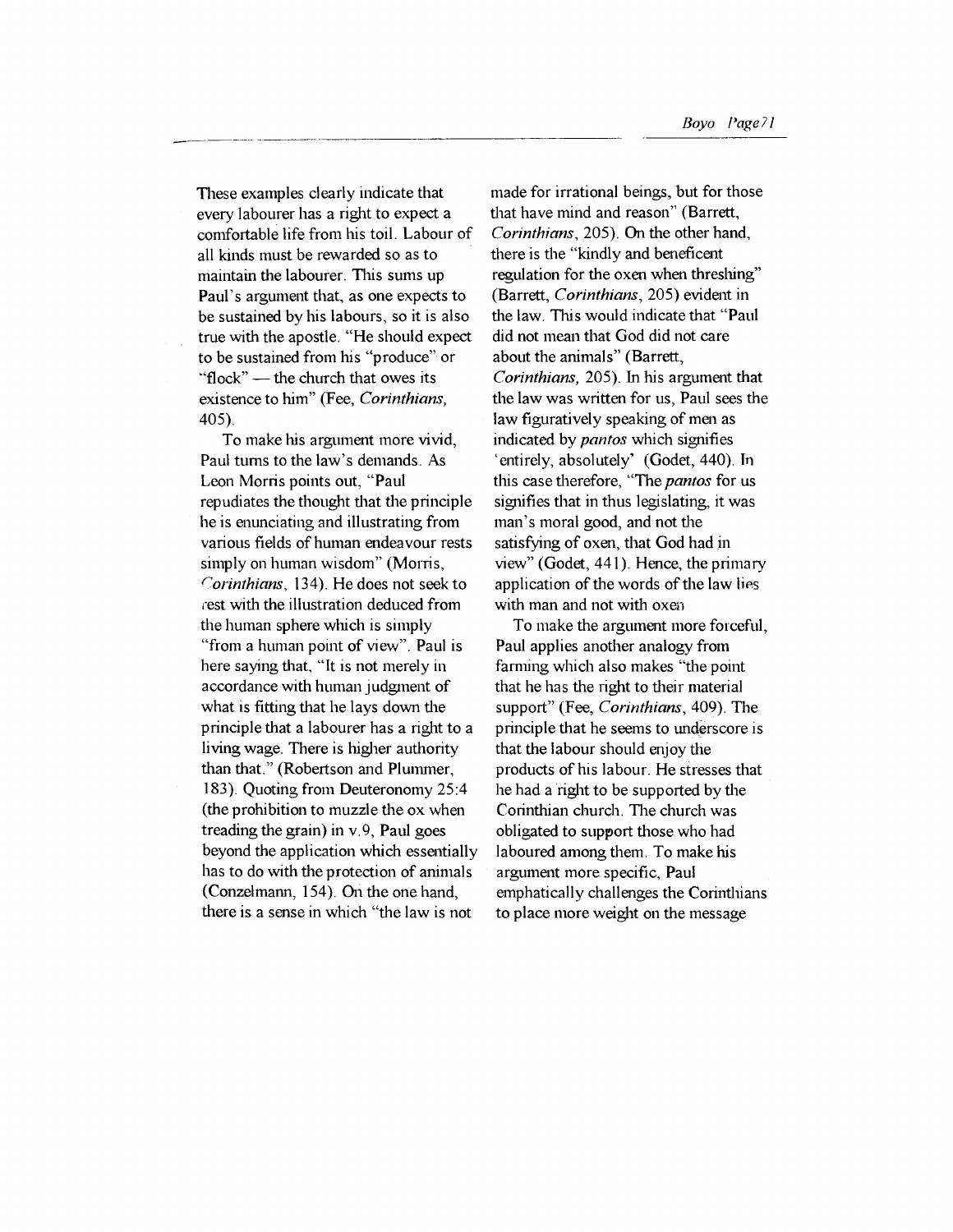These examples clearly indicate that every labourer has a right to expect a comfortable life from his toil. Labour of all kinds must be rewarded so as to maintain the labourer. This sums up Paul's argument that, as one expects to be sustained by his labours, so it is also true with the apostle. "He should expect to be sustained from his "produce" or "flock" — the church that owes its existence to him" (Fee, *Corinthians*, 405).

To make his argument more vivid, Paul turns to the law's demands. As Leon Morris points out, "Paul repudiates the thought that the principle he is enunciating and illustrating from various fields of human endeavour rests simply on human wisdom" (Morris, *Corinthians*, 134). He does not seek to rest with the illustration deduced from the human sphere which is simply "from a human point of view". Paul is here saying that, "It is not merely in accordance with human judgment of what is fitting that he lays down the principle that a labourer has a right to a living wage. There is higher authority than that." (Robertson and Plummer, 183). Quoting from Deuteronomy 25:4 (the prohibition to muzzle the ox when treading the grain) in v.9, Paul goes beyond the application which essentially has to do with the protection of animals (Conzelmann, 154). On the one hand, there is a sense in which "the law is not made for irrational beings, but for those that have mind and reason" (Barrett, *Corinthians*, 205). On the other hand, there is the "kindly and beneficent regulation for the oxen when threshing" (Barrett, *Corinthians*, 205) evident in the law. This would indicate that "Paul did not mean that God did not care about the animals" (Barrett, *Corinthians*, 205). In his argument that the law was written for us, Paul sees the law figuratively speaking of men as indicated by *pantos* which signifies 'entirely, absolutely' (Godet, 440). In this case therefore, "The *pantos* for us signifies that in thus legislating, it was man's moral good, and not the satisfying of oxen, that God had in view" (Godet, 441). Hence, the primary application of the words of the law lies with man and not with oxen

To make the argument more forceful, Paul applies another analogy from farming which also makes "the point that he has the right to their material support" (Fee, *Corinthians*, 409). The principle that he seems to underscore is that the labour should enjoy the products of his labour. He stresses that he had a right to be supported by the Corinthian church. The church was obligated to support those who had laboured among them. To make his argument more specific, Paul emphatically challenges the Corinthians to place more weight on the message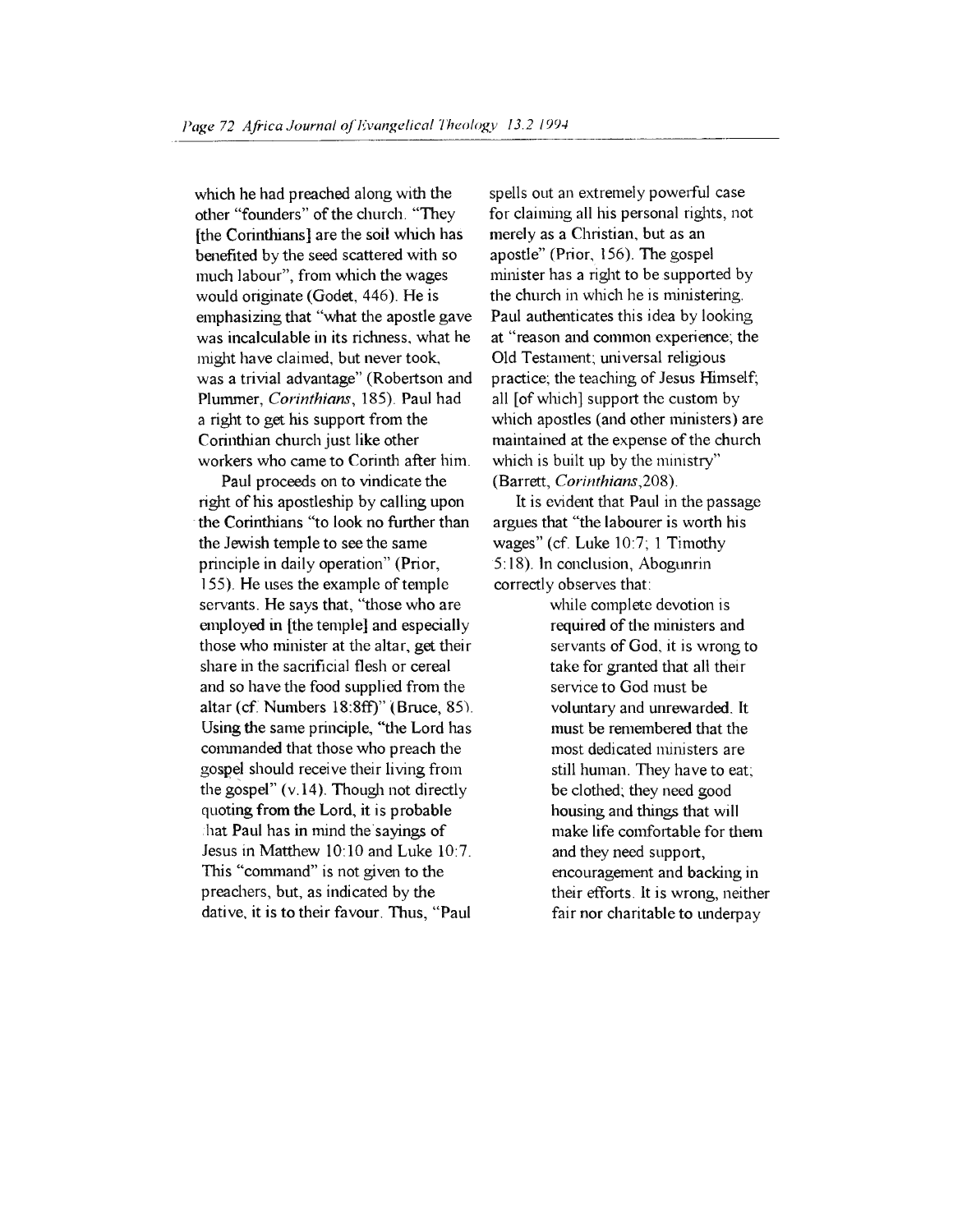which he had preached along with the other "founders" of the church. "They [the Corinthians] are the soil which has benefited by the seed scattered with so much labour", from which the wages would originate (Godet, 446). He is emphasizing that "what the apostle gave was incalculable in its richness, what he might have claimed, but never took, was a trivial advantage" (Robertson and Plummer, *Corinthians*, 185). Paul had a right to get his support from the Corinthian church just like other workers who came to Corinth after him.

Paul proceeds on to vindicate the right of his apostleship by calling upon the Corinthians "to look no further than the Jewish temple to see the same principle in daily operation" (Prior, 155). He uses the example of temple servants. He says that, "those who are employed in [the temple] and especially those who minister at the altar, get their share in the sacrificial flesh or cereal and so have the food supplied from the altar (cf. Numbers 18:8ff)" (Bruce, 85). Using the same principle, "the Lord has commanded that those who preach the gospel should receive their living from the gospel" (v.14). Though not directly quoting from the Lord, it is probable that Paul has in mind the sayings of Jesus in Matthew 10:10 and Luke 10:7. This "command" is not given to the preachers, but, as indicated by the dative, it is to their favour. Thus, "Paul spells out an extremely powerful case for claiming all his personal rights, not merely as a Christian, but as an apostle" (Prior, 156). The gospel minister has a right to be supported by the church in which he is ministering. Paul authenticates this idea by looking at "reason and common experience; the Old Testament; universal religious practice; the teaching of Jesus Himself; all [of which] support the custom by which apostles (and other ministers) are maintained at the expense of the church which is built up by the ministry" (Barrett, *Corinthians*,208).

It is evident that Paul in the passage argues that "the labourer is worth his wages" (cf. Luke 10:7; 1 Timothy 5:18). In conclusion, Abogunrin correctly observes that:

> while complete devotion is required of the ministers and servants of God, it is wrong to take for granted that all their service to God must be voluntary and unrewarded. It must be remembered that the most dedicated ministers are still human. They have to eat; be clothed; they need good housing and things that will make life comfortable for them and they need support, encouragement and backing in their efforts. It is wrong, neither fair nor charitable to underpay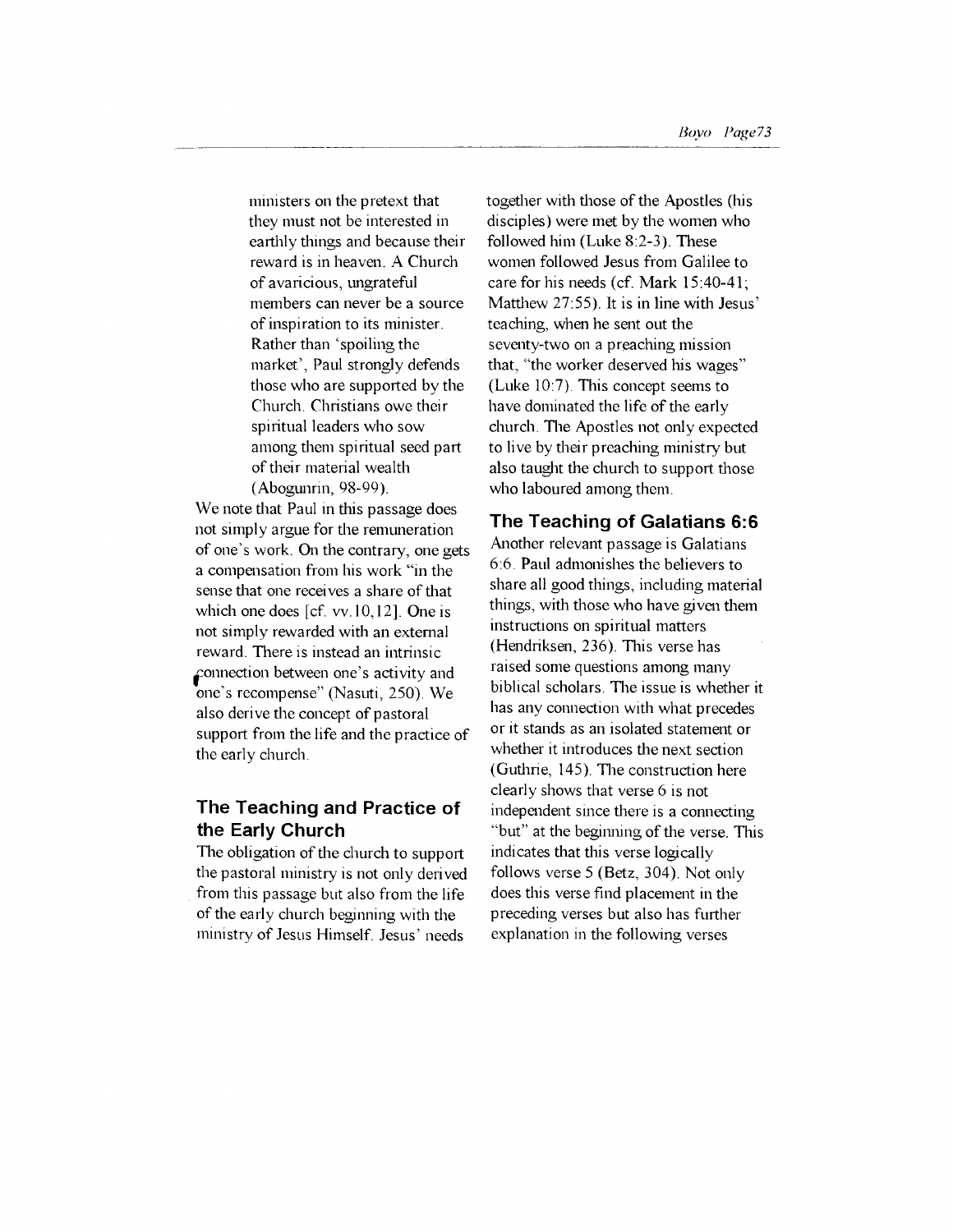> ministers on the pretext that they must not be interested in earthly things and because their reward is in heaven. A Church of avaricious, ungrateful members can never be a source of inspiration to its minister. Rather than 'spoiling the market', Paul strongly defends those who are supported by the Church. Christians owe their spiritual leaders who sow among them spiritual seed part of their material wealth (Abogunrin, 98-99).

We note that Paul in this passage does not simply argue for the remuneration of one's work. On the contrary, one gets a compensation from his work "in the sense that one receives a share of that which one does [cf. vv.10,12]. One is not simply rewarded with an external reward. There is instead an intrinsic connection between one's activity and one's recompense" (Nasuti, 250). We also derive the concept of pastoral support from the life and the practice of the early church.

## The Teaching and Practice of the Early Church

The obligation of the church to support the pastoral ministry is not only derived from this passage but also from the life of the early church beginning with the ministry of Jesus Himself. Jesus' needs together with those of the Apostles (his disciples) were met by the women who followed him (Luke 8:2-3). These women followed Jesus from Galilee to care for his needs (cf. Mark 15:40-41; Matthew 27:55). It is in line with Jesus' teaching, when he sent out the seventy-two on a preaching mission that, "the worker deserved his wages" (Luke 10:7). This concept seems to have dominated the life of the early church. The Apostles not only expected to live by their preaching ministry but also taught the church to support those who laboured among them.

## The Teaching of Galatians 6:6

Another relevant passage is Galatians 6:6. Paul admonishes the believers to share all good things, including material things, with those who have given them instructions on spiritual matters (Hendriksen, 236). This verse has raised some questions among many biblical scholars. The issue is whether it has any connection with what precedes or it stands as an isolated statement or whether it introduces the next section (Guthrie, 145). The construction here clearly shows that verse 6 is not independent since there is a connecting "but" at the beginning of the verse. This indicates that this verse logically follows verse 5 (Betz, 304). Not only does this verse find placement in the preceding verses but also has further explanation in the following verses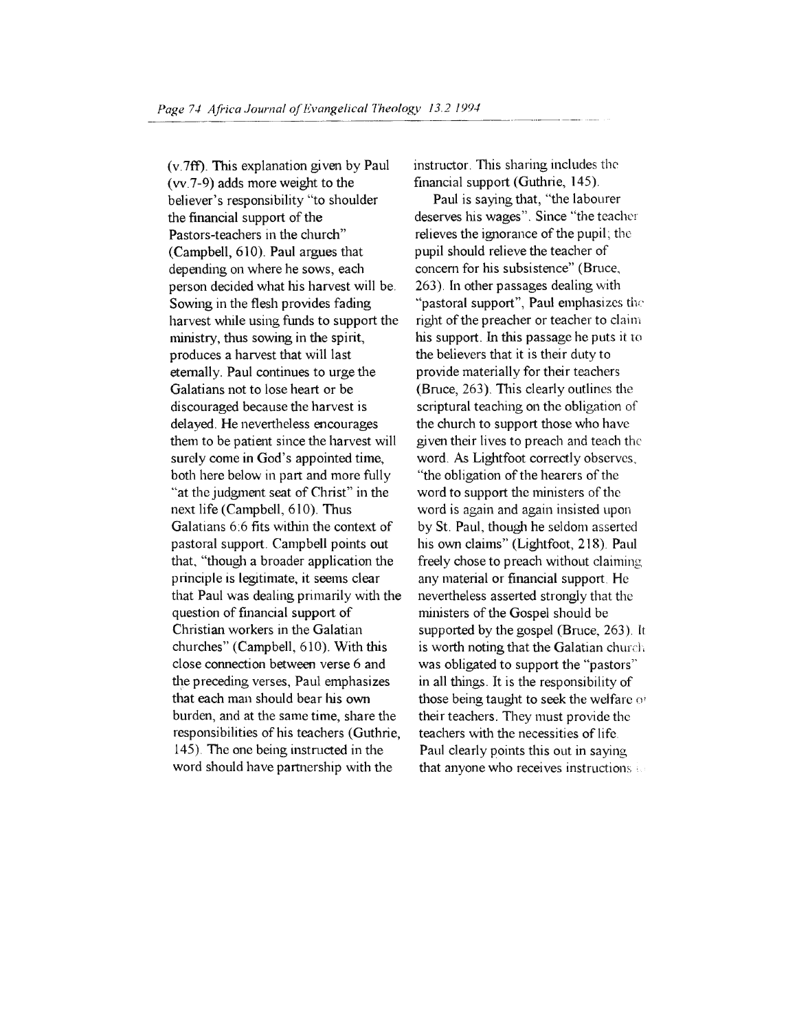(v.7ff). This explanation given by Paul (vv.7-9) adds more weight to the believer's responsibility "to shoulder the financial support of the Pastors-teachers in the church" (Campbell, 610). Paul argues that depending on where he sows, each person decided what his harvest will be. Sowing in the flesh provides fading harvest while using funds to support the ministry, thus sowing in the spirit, produces a harvest that will last eternally. Paul continues to urge the Galatians not to lose heart or be discouraged because the harvest is delayed. He nevertheless encourages them to be patient since the harvest will surely come in God's appointed time, both here below in part and more fully "at the judgment seat of Christ" in the next life (Campbell, 610). Thus Galatians 6:6 fits within the context of pastoral support. Campbell points out that, "though a broader application the principle is legitimate, it seems clear that Paul was dealing primarily with the question of financial support of Christian workers in the Galatian churches" (Campbell, 610). With this close connection between verse 6 and the preceding verses, Paul emphasizes that each man should bear his own burden, and at the same time, share the responsibilities of his teachers (Guthrie, 145). The one being instructed in the word should have partnership with the instructor. This sharing includes the financial support (Guthrie, 145).

Paul is saying that, "the labourer deserves his wages". Since "the teacher relieves the ignorance of the pupil; the pupil should relieve the teacher of concern for his subsistence" (Bruce, 263). In other passages dealing with "pastoral support", Paul emphasizes the right of the preacher or teacher to claim his support. In this passage he puts it to the believers that it is their duty to provide materially for their teachers (Bruce, 263). This clearly outlines the scriptural teaching on the obligation of the church to support those who have given their lives to preach and teach the word. As Lightfoot correctly observes, "the obligation of the hearers of the word to support the ministers of the word is again and again insisted upon by St. Paul, though he seldom asserted his own claims" (Lightfoot, 218). Paul freely chose to preach without claiming any material or financial support. He nevertheless asserted strongly that the ministers of the Gospel should be supported by the gospel (Bruce, 263). It is worth noting that the Galatian church was obligated to support the "pastors" in all things. It is the responsibility of those being taught to seek the welfare of their teachers. They must provide the teachers with the necessities of life. Paul clearly points this out in saying that anyone who receives instructions i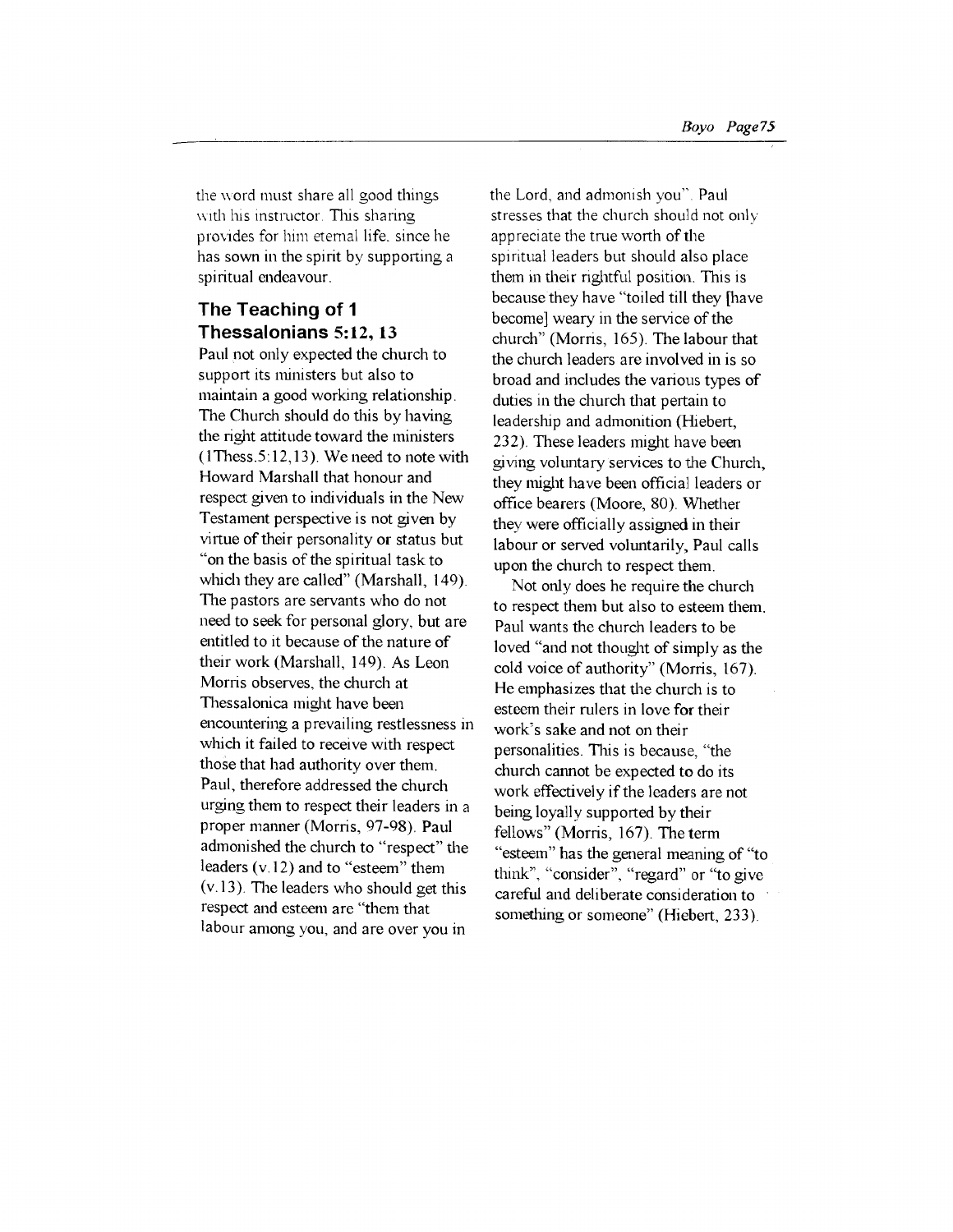the word must share all good things with his instructor. This sharing provides for him eternal life, since he has sown in the spirit by supporting a spiritual endeavour.

## The Teaching of 1 Thessalonians 5:12, 13

Paul not only expected the church to support its ministers but also to maintain a good working relationship. The Church should do this by having the right attitude toward the ministers (1Thess.5:12,13). We need to note with Howard Marshall that honour and respect given to individuals in the New Testament perspective is not given by virtue of their personality or status but "on the basis of the spiritual task to which they are called" (Marshall, 149). The pastors are servants who do not need to seek for personal glory, but are entitled to it because of the nature of their work (Marshall, 149). As Leon Morris observes, the church at Thessalonica might have been encountering a prevailing restlessness in which it failed to receive with respect those that had authority over them. Paul, therefore addressed the church urging them to respect their leaders in a proper manner (Morris, 97-98). Paul admonished the church to "respect" the leaders (v.12) and to "esteem" them (v.13). The leaders who should get this respect and esteem are "them that labour among you, and are over you in the Lord, and admonish you". Paul stresses that the church should not only appreciate the true worth of the spiritual leaders but should also place them in their rightful position. This is because they have "toiled till they [have become] weary in the service of the church" (Morris, 165). The labour that the church leaders are involved in is so broad and includes the various types of duties in the church that pertain to leadership and admonition (Hiebert, 232). These leaders might have been giving voluntary services to the Church, they might have been official leaders or office bearers (Moore, 80). Whether they were officially assigned in their labour or served voluntarily, Paul calls upon the church to respect them.

Not only does he require the church to respect them but also to esteem them. Paul wants the church leaders to be loved "and not thought of simply as the cold voice of authority" (Morris, 167). He emphasizes that the church is to esteem their rulers in love for their work's sake and not on their personalities. This is because, "the church cannot be expected to do its work effectively if the leaders are not being loyally supported by their fellows" (Morris, 167). The term "esteem" has the general meaning of "to think", "consider", "regard" or "to give careful and deliberate consideration to something or someone" (Hiebert, 233).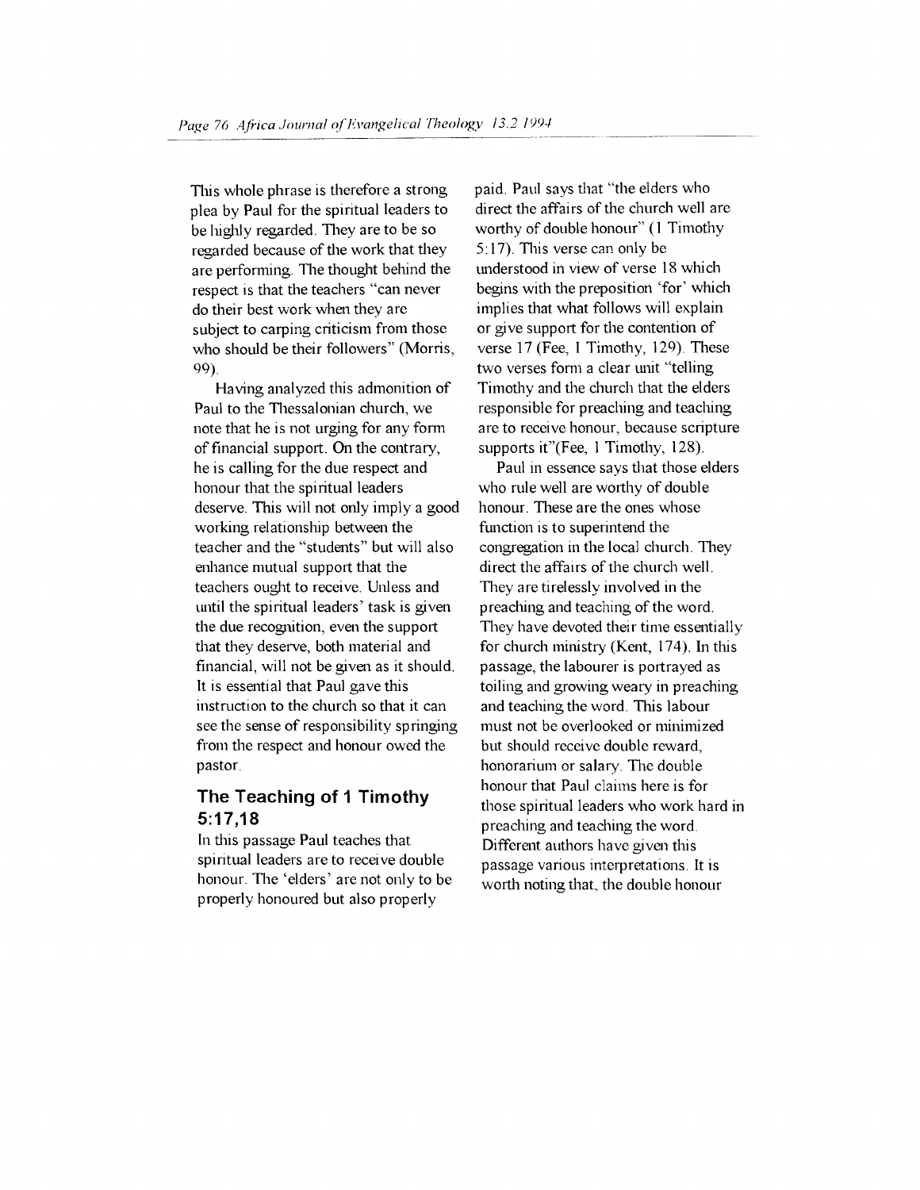This whole phrase is therefore a strong plea by Paul for the spiritual leaders to be highly regarded. They are to be so regarded because of the work that they are performing. The thought behind the respect is that the teachers "can never do their best work when they are subject to carping criticism from those who should be their followers" (Morris, 99).

Having analyzed this admonition of Paul to the Thessalonian church, we note that he is not urging for any form of financial support. On the contrary, he is calling for the due respect and honour that the spiritual leaders deserve. This will not only imply a good working relationship between the teacher and the "students" but will also enhance mutual support that the teachers ought to receive. Unless and until the spiritual leaders' task is given the due recognition, even the support that they deserve, both material and financial, will not be given as it should. It is essential that Paul gave this instruction to the church so that it can see the sense of responsibility springing from the respect and honour owed the pastor.

## The Teaching of 1 Timothy 5:17,18

In this passage Paul teaches that spiritual leaders are to receive double honour. The 'elders' are not only to be properly honoured but also properly paid. Paul says that "the elders who direct the affairs of the church well are worthy of double honour" (1 Timothy 5:17). This verse can only be understood in view of verse 18 which begins with the preposition 'for' which implies that what follows will explain or give support for the contention of verse 17 (Fee, 1 Timothy, 129). These two verses form a clear unit "telling Timothy and the church that the elders responsible for preaching and teaching are to receive honour, because scripture supports it"(Fee, 1 Timothy, 128).

Paul in essence says that those elders who rule well are worthy of double honour. These are the ones whose function is to superintend the congregation in the local church. They direct the affairs of the church well. They are tirelessly involved in the preaching and teaching of the word. They have devoted their time essentially for church ministry (Kent, 174). In this passage, the labourer is portrayed as toiling and growing weary in preaching and teaching the word. This labour must not be overlooked or minimized but should receive double reward, honorarium or salary. The double honour that Paul claims here is for those spiritual leaders who work hard in preaching and teaching the word. Different authors have given this passage various interpretations. It is worth noting that, the double honour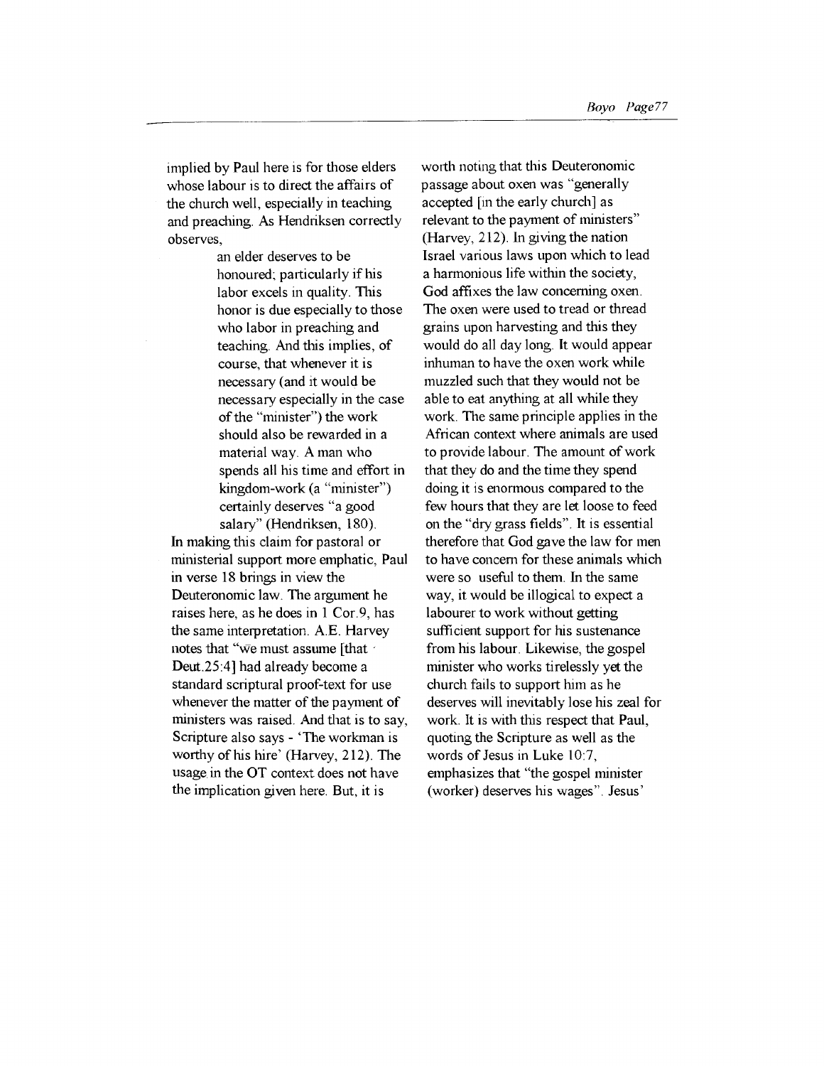implied by Paul here is for those elders whose labour is to direct the affairs of the church well, especially in teaching and preaching. As Hendriksen correctly observes,

> an elder deserves to be honoured; particularly if his labor excels in quality. This honor is due especially to those who labor in preaching and teaching. And this implies, of course, that whenever it is necessary (and it would be necessary especially in the case of the "minister") the work should also be rewarded in a material way. A man who spends all his time and effort in kingdom-work (a "minister") certainly deserves "a good salary" (Hendriksen, 180).

In making this claim for pastoral or ministerial support more emphatic, Paul in verse 18 brings in view the Deuteronomic law. The argument he raises here, as he does in 1 Cor.9, has the same interpretation. A.E. Harvey notes that "we must assume [that Deut.25:4] had already become a standard scriptural proof-text for use whenever the matter of the payment of ministers was raised. And that is to say, Scripture also says - 'The workman is worthy of his hire' (Harvey, 212). The usage in the OT context does not have the implication given here. But, it is worth noting that this Deuteronomic passage about oxen was "generally accepted [in the early church] as relevant to the payment of ministers" (Harvey, 212). In giving the nation Israel various laws upon which to lead a harmonious life within the society, God affixes the law concerning oxen. The oxen were used to tread or thread grains upon harvesting and this they would do all day long. It would appear inhuman to have the oxen work while muzzled such that they would not be able to eat anything at all while they work. The same principle applies in the African context where animals are used to provide labour. The amount of work that they do and the time they spend doing it is enormous compared to the few hours that they are let loose to feed on the "dry grass fields". It is essential therefore that God gave the law for men to have concern for these animals which were so useful to them. In the same way, it would be illogical to expect a labourer to work without getting sufficient support for his sustenance from his labour. Likewise, the gospel minister who works tirelessly yet the church fails to support him as he deserves will inevitably lose his zeal for work. It is with this respect that Paul, quoting the Scripture as well as the words of Jesus in Luke 10:7, emphasizes that "the gospel minister (worker) deserves his wages". Jesus'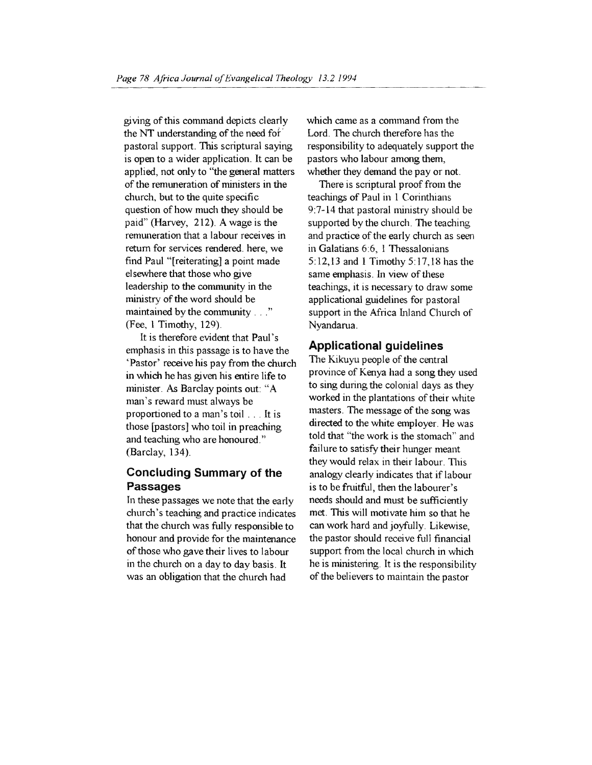giving of this command depicts clearly the NT understanding of the need for pastoral support. This scriptural saying is open to a wider application. It can be applied, not only to "the general matters of the remuneration of ministers in the church, but to the quite specific question of how much they should be paid" (Harvey, 212). A wage is the remuneration that a labour receives in return for services rendered. here, we find Paul "[reiterating] a point made elsewhere that those who give leadership to the community in the ministry of the word should be maintained by the community . . ." (Fee, 1 Timothy, 129).

It is therefore evident that Paul's emphasis in this passage is to have the 'Pastor' receive his pay from the church in which he has given his entire life to minister. As Barclay points out: "A man's reward must always be proportioned to a man's toil . . . It is those [pastors] who toil in preaching and teaching who are honoured." (Barclay, 134).

## Concluding Summary of the Passages

In these passages we note that the early church's teaching and practice indicates that the church was fully responsible to honour and provide for the maintenance of those who gave their lives to labour in the church on a day to day basis. It was an obligation that the church had which came as a command from the Lord. The church therefore has the responsibility to adequately support the pastors who labour among them, whether they demand the pay or not.

There is scriptural proof from the teachings of Paul in 1 Corinthians 9:7-14 that pastoral ministry should be supported by the church. The teaching and practice of the early church as seen in Galatians 6:6, 1 Thessalonians 5:12,13 and 1 Timothy 5:17,18 has the same emphasis. In view of these teachings, it is necessary to draw some applicational guidelines for pastoral support in the Africa Inland Church of Nyandarua.

## Applicational guidelines

The Kikuyu people of the central province of Kenya had a song they used to sing during the colonial days as they worked in the plantations of their white masters. The message of the song was directed to the white employer. He was told that "the work is the stomach" and failure to satisfy their hunger meant they would relax in their labour. This analogy clearly indicates that if labour is to be fruitful, then the labourer's needs should and must be sufficiently met. This will motivate him so that he can work hard and joyfully. Likewise, the pastor should receive full financial support from the local church in which he is ministering. It is the responsibility of the believers to maintain the pastor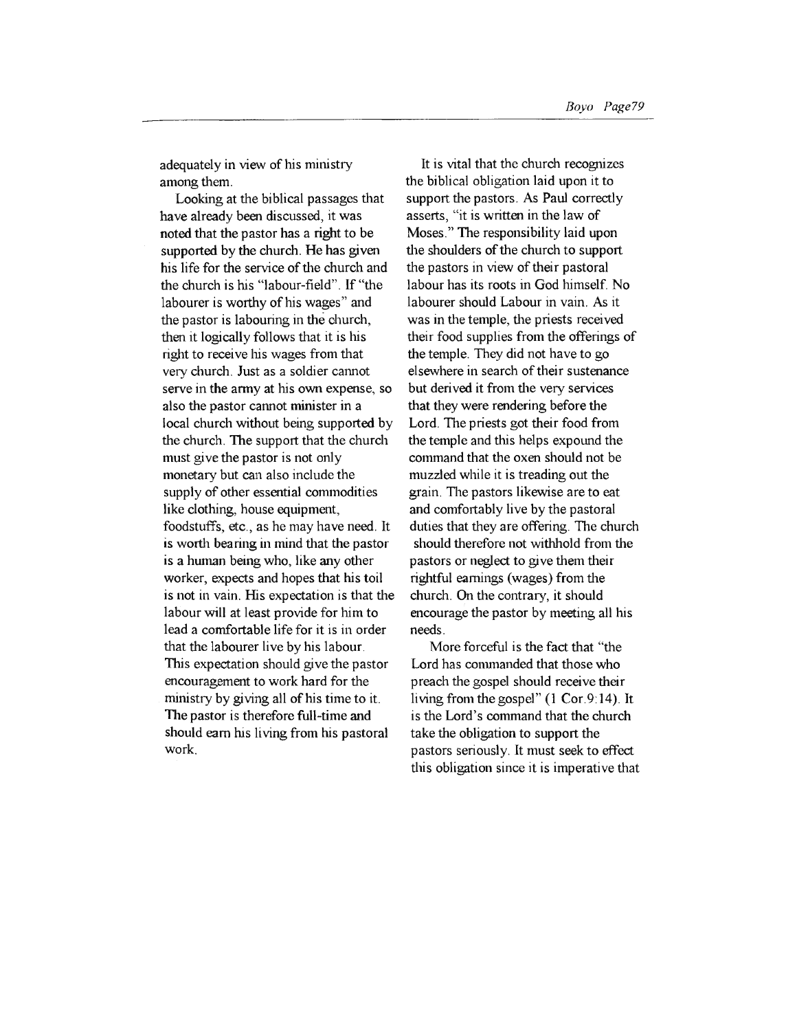adequately in view of his ministry among them.

Looking at the biblical passages that have already been discussed, it was noted that the pastor has a right to be supported by the church. He has given his life for the service of the church and the church is his "labour-field". If "the labourer is worthy of his wages" and the pastor is labouring in the church, then it logically follows that it is his right to receive his wages from that very church. Just as a soldier cannot serve in the army at his own expense, so also the pastor cannot minister in a local church without being supported by the church. The support that the church must give the pastor is not only monetary but can also include the supply of other essential commodities like clothing, house equipment, foodstuffs, etc., as he may have need. It is worth bearing in mind that the pastor is a human being who, like any other worker, expects and hopes that his toil is not in vain. His expectation is that the labour will at least provide for him to lead a comfortable life for it is in order that the labourer live by his labour. This expectation should give the pastor encouragement to work hard for the ministry by giving all of his time to it. The pastor is therefore full-time and should earn his living from his pastoral work.

It is vital that the church recognizes the biblical obligation laid upon it to support the pastors. As Paul correctly asserts, "it is written in the law of Moses." The responsibility laid upon the shoulders of the church to support the pastors in view of their pastoral labour has its roots in God himself. No labourer should Labour in vain. As it was in the temple, the priests received their food supplies from the offerings of the temple. They did not have to go elsewhere in search of their sustenance but derived it from the very services that they were rendering before the Lord. The priests got their food from the temple and this helps expound the command that the oxen should not be muzzled while it is treading out the grain. The pastors likewise are to eat and comfortably live by the pastoral duties that they are offering. The church should therefore not withhold from the pastors or neglect to give them their rightful earnings (wages) from the church. On the contrary, it should encourage the pastor by meeting all his needs.

More forceful is the fact that "the Lord has commanded that those who preach the gospel should receive their living from the gospel" (1 Cor.9:14). It is the Lord's command that the church take the obligation to support the pastors seriously. It must seek to effect this obligation since it is imperative that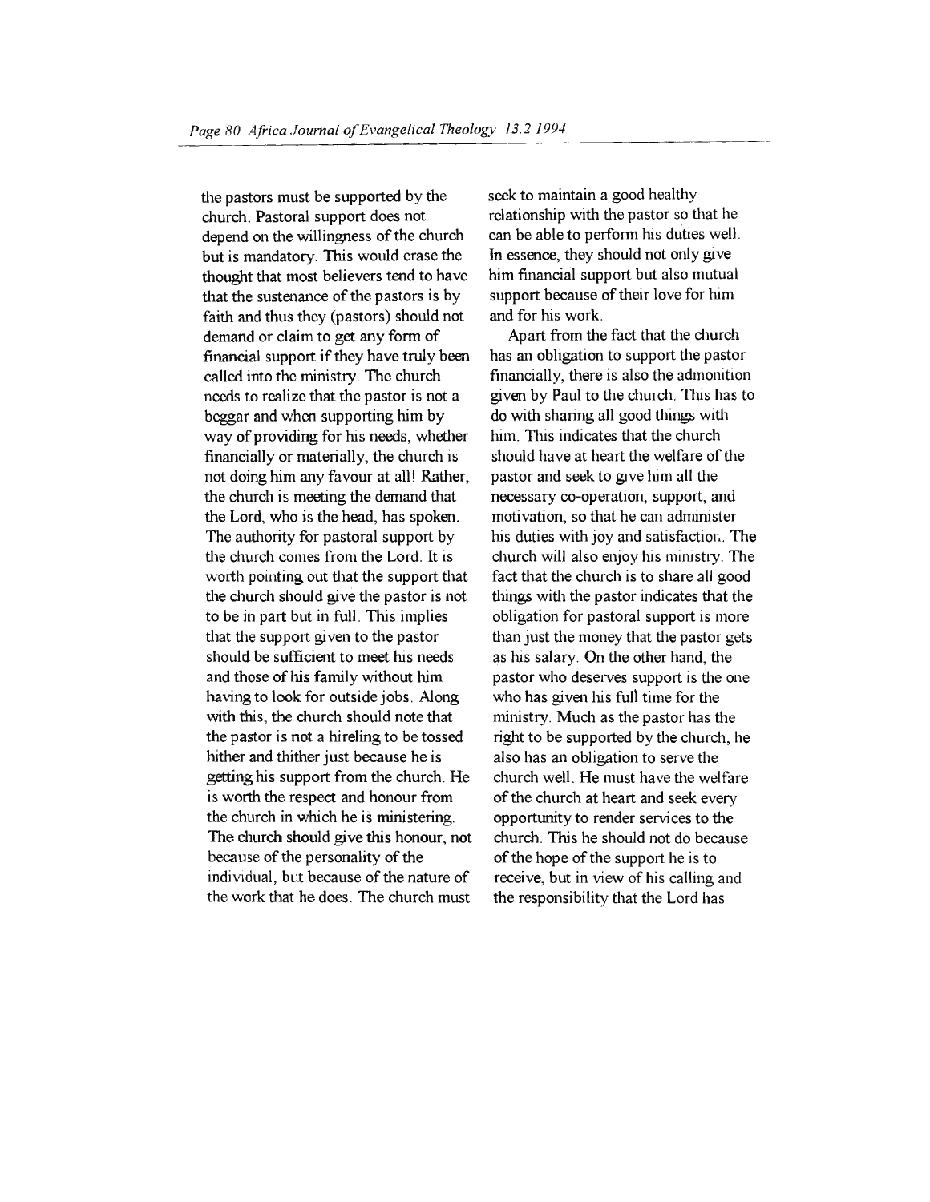the pastors must be supported by the church. Pastoral support does not depend on the willingness of the church but is mandatory. This would erase the thought that most believers tend to have that the sustenance of the pastors is by faith and thus they (pastors) should not demand or claim to get any form of financial support if they have truly been called into the ministry. The church needs to realize that the pastor is not a beggar and when supporting him by way of providing for his needs, whether financially or materially, the church is not doing him any favour at all! Rather, the church is meeting the demand that the Lord, who is the head, has spoken. The authority for pastoral support by the church comes from the Lord. It is worth pointing out that the support that the church should give the pastor is not to be in part but in full. This implies that the support given to the pastor should be sufficient to meet his needs and those of his family without him having to look for outside jobs. Along with this, the church should note that the pastor is not a hireling to be tossed hither and thither just because he is getting his support from the church. He is worth the respect and honour from the church in which he is ministering. The church should give this honour, not because of the personality of the individual, but because of the nature of the work that he does. The church must seek to maintain a good healthy relationship with the pastor so that he can be able to perform his duties well. In essence, they should not only give him financial support but also mutual support because of their love for him and for his work.

Apart from the fact that the church has an obligation to support the pastor financially, there is also the admonition given by Paul to the church. This has to do with sharing all good things with him. This indicates that the church should have at heart the welfare of the pastor and seek to give him all the necessary co-operation, support, and motivation, so that he can administer his duties with joy and satisfaction. The church will also enjoy his ministry. The fact that the church is to share all good things with the pastor indicates that the obligation for pastoral support is more than just the money that the pastor gets as his salary. On the other hand, the pastor who deserves support is the one who has given his full time for the ministry. Much as the pastor has the right to be supported by the church, he also has an obligation to serve the church well. He must have the welfare of the church at heart and seek every opportunity to render services to the church. This he should not do because of the hope of the support he is to receive, but in view of his calling and the responsibility that the Lord has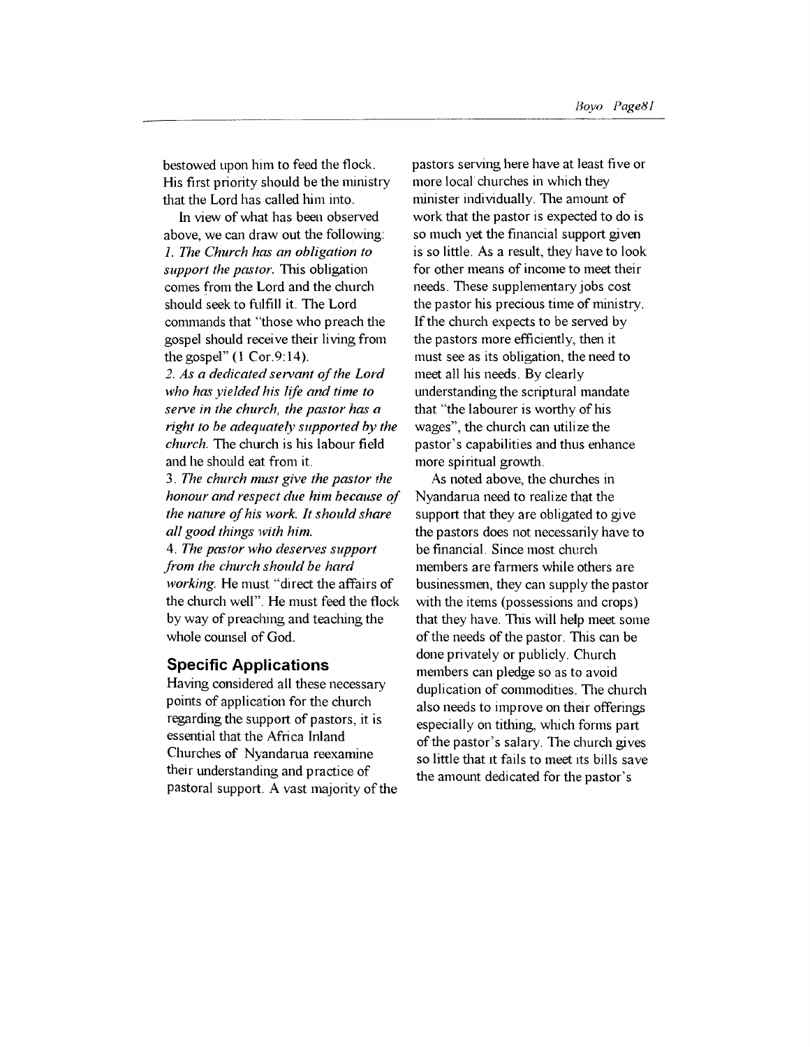bestowed upon him to feed the flock. His first priority should be the ministry that the Lord has called him into.

In view of what has been observed above, we can draw out the following:

1. *The Church has an obligation to support the pastor.* This obligation comes from the Lord and the church should seek to fulfill it. The Lord commands that "those who preach the gospel should receive their living from the gospel" (1 Cor.9:14).
2. *As a dedicated servant of the Lord who has yielded his life and time to serve in the church, the pastor has a right to be adequately supported by the church.* The church is his labour field and he should eat from it.
3. *The church must give the pastor the honour and respect due him because of the nature of his work. It should share all good things with him.*
4. *The pastor who deserves support from the church should be hard working.* He must "direct the affairs of the church well". He must feed the flock by way of preaching and teaching the whole counsel of God.

## Specific Applications

Having considered all these necessary points of application for the church regarding the support of pastors, it is essential that the Africa Inland Churches of Nyandarua reexamine their understanding and practice of pastoral support. A vast majority of the pastors serving here have at least five or more local churches in which they minister individually. The amount of work that the pastor is expected to do is so much yet the financial support given is so little. As a result, they have to look for other means of income to meet their needs. These supplementary jobs cost the pastor his precious time of ministry. If the church expects to be served by the pastors more efficiently, then it must see as its obligation, the need to meet all his needs. By clearly understanding the scriptural mandate that "the labourer is worthy of his wages", the church can utilize the pastor's capabilities and thus enhance more spiritual growth.

As noted above, the churches in Nyandarua need to realize that the support that they are obligated to give the pastors does not necessarily have to be financial. Since most church members are farmers while others are businessmen, they can supply the pastor with the items (possessions and crops) that they have. This will help meet some of the needs of the pastor. This can be done privately or publicly. Church members can pledge so as to avoid duplication of commodities. The church also needs to improve on their offerings especially on tithing, which forms part of the pastor's salary. The church gives so little that it fails to meet its bills save the amount dedicated for the pastor's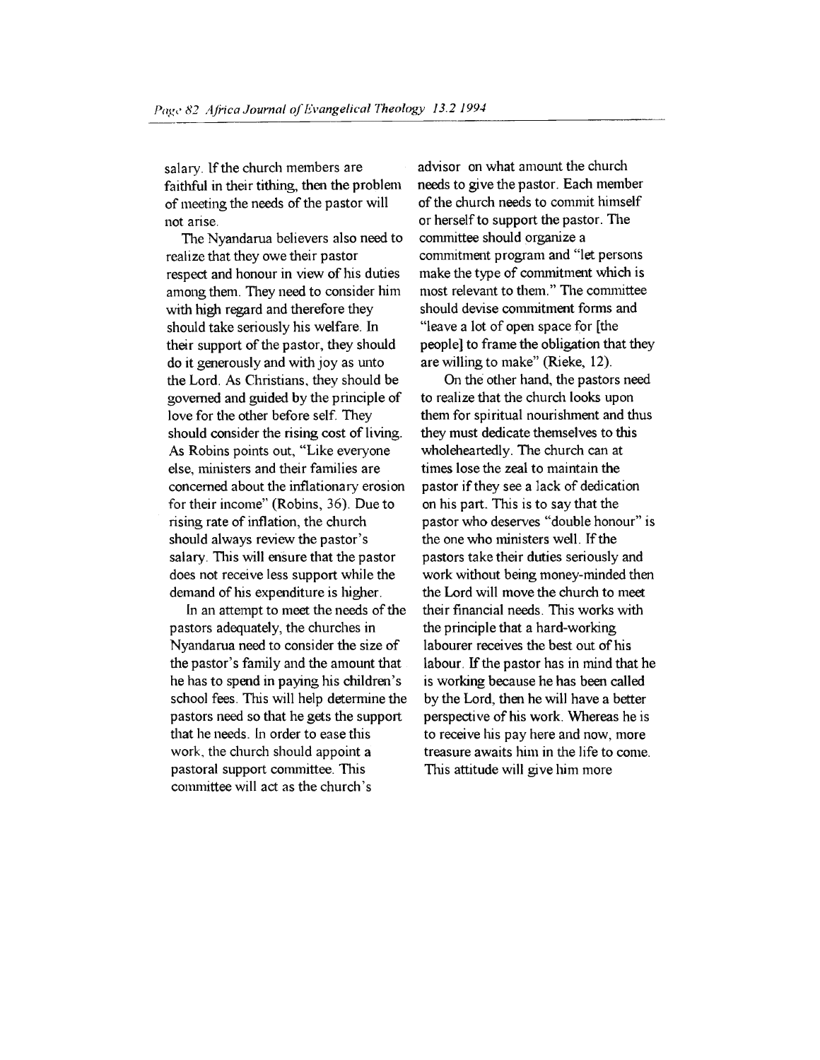salary. If the church members are faithful in their tithing, then the problem of meeting the needs of the pastor will not arise.

The Nyandarua believers also need to realize that they owe their pastor respect and honour in view of his duties among them. They need to consider him with high regard and therefore they should take seriously his welfare. In their support of the pastor, they should do it generously and with joy as unto the Lord. As Christians, they should be governed and guided by the principle of love for the other before self. They should consider the rising cost of living. As Robins points out, "Like everyone else, ministers and their families are concerned about the inflationary erosion for their income" (Robins, 36). Due to rising rate of inflation, the church should always review the pastor's salary. This will ensure that the pastor does not receive less support while the demand of his expenditure is higher.

In an attempt to meet the needs of the pastors adequately, the churches in Nyandarua need to consider the size of the pastor's family and the amount that he has to spend in paying his children's school fees. This will help determine the pastors need so that he gets the support that he needs. In order to ease this work, the church should appoint a pastoral support committee. This committee will act as the church's advisor on what amount the church needs to give the pastor. Each member of the church needs to commit himself or herself to support the pastor. The committee should organize a commitment program and "let persons make the type of commitment which is most relevant to them." The committee should devise commitment forms and "leave a lot of open space for [the people] to frame the obligation that they are willing to make" (Rieke, 12).

On the other hand, the pastors need to realize that the church looks upon them for spiritual nourishment and thus they must dedicate themselves to this wholeheartedly. The church can at times lose the zeal to maintain the pastor if they see a lack of dedication on his part. This is to say that the pastor who deserves "double honour" is the one who ministers well. If the pastors take their duties seriously and work without being money-minded then the Lord will move the church to meet their financial needs. This works with the principle that a hard-working labourer receives the best out of his labour. If the pastor has in mind that he is working because he has been called by the Lord, then he will have a better perspective of his work. Whereas he is to receive his pay here and now, more treasure awaits him in the life to come. This attitude will give him more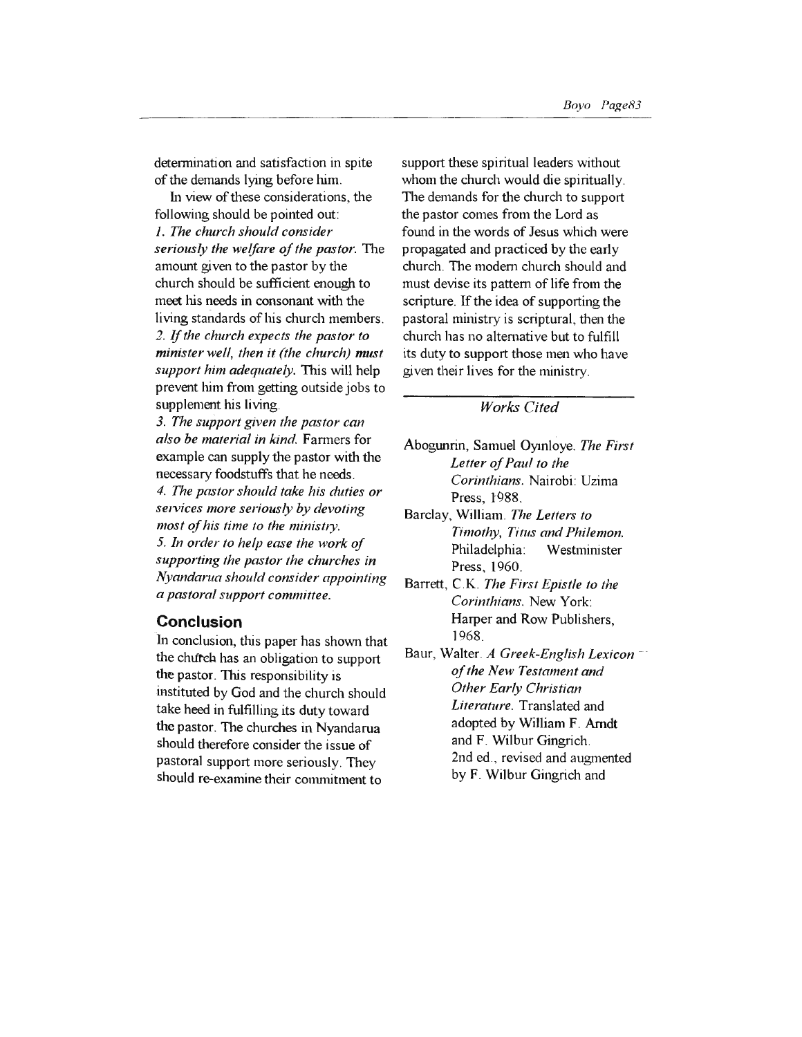determination and satisfaction in spite of the demands lying before him.

In view of these considerations, the following should be pointed out:

*1. The church should consider seriously the welfare of the pastor.* The amount given to the pastor by the church should be sufficient enough to meet his needs in consonant with the living standards of his church members.

*2. If the church expects the pastor to minister well, then it (the church) **must** support him adequately.* This will help prevent him from getting outside jobs to supplement his living.

*3. The support given the pastor can also be material in kind.* Farmers for example can supply the pastor with the necessary foodstuffs that he needs.

*4. The pastor should take his duties or services more seriously by devoting most of his time to the ministry.*

*5. In order to help ease the work of supporting the pastor the churches in Nyandarua should consider appointing a pastoral support committee.*

## Conclusion

In conclusion, this paper has shown that the church has an obligation to support the pastor. This responsibility is instituted by God and the church should take heed in fulfilling its duty toward the pastor. The churches in Nyandarua should therefore consider the issue of pastoral support more seriously. They should re-examine their commitment to support these spiritual leaders without whom the church would die spiritually. The demands for the church to support the pastor comes from the Lord as found in the words of Jesus which were propagated and practiced by the early church. The modern church should and must devise its pattern of life from the scripture. If the idea of supporting the pastoral ministry is scriptural, then the church has no alternative but to fulfill its duty to support those men who have given their lives for the ministry.

### *Works Cited*

Abogunrin, Samuel Oyinloye. *The First Letter of Paul to the Corinthians.* Nairobi: Uzima Press, 1988.

Barclay, William. *The Letters to Timothy, Titus and Philemon.* Philadelphia: Westminister Press, 1960.

Barrett, C.K. *The First Epistle to the Corinthians.* New York: Harper and Row Publishers, 1968.

Baur, Walter. *A Greek-English Lexicon of the New Testament and Other Early Christian Literature.* Translated and adopted by William F. Arndt and F. Wilbur Gingrich. 2nd ed., revised and augmented by F. Wilbur Gingrich and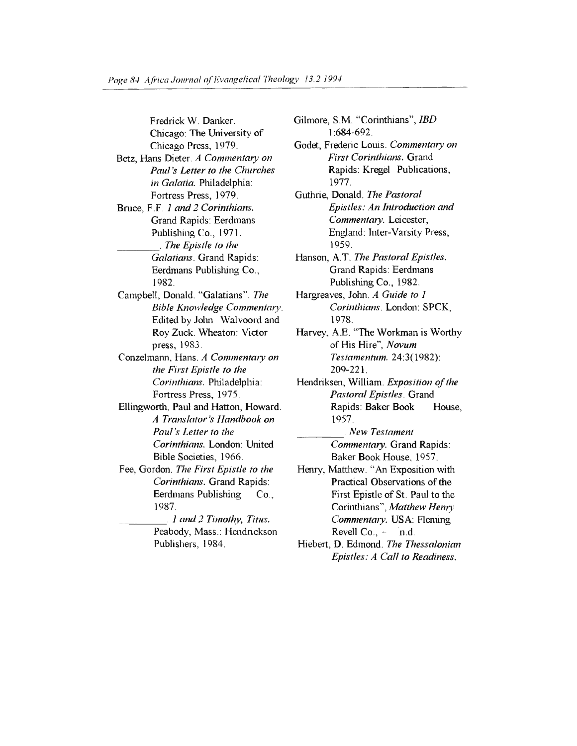Fredrick W. Danker. Chicago: The University of Chicago Press, 1979.

Betz, Hans Dieter. *A Commentary on Paul's Letter to the Churches in Galatia.* Philadelphia: Fortress Press, 1979.

Bruce, F.F. *1 and 2 Corinthians.* Grand Rapids: Eerdmans Publishing Co., 1971.

\_\_\_\_\_\_\_\_\_\_. *The Epistle to the Galatians.* Grand Rapids: Eerdmans Publishing Co., 1982.

Campbell, Donald. "Galatians". *The Bible Knowledge Commentary.* Edited by John Walvoord and Roy Zuck. Wheaton: Victor press, 1983.

Conzelmann, Hans. *A Commentary on the First Epistle to the Corinthians.* Philadelphia: Fortress Press, 1975.

Ellingworth, Paul and Hatton, Howard. *A Translator's Handbook on Paul's Letter to the Corinthians.* London: United Bible Societies, 1966.

Fee, Gordon. *The First Epistle to the Corinthians.* Grand Rapids: Eerdmans Publishing Co., 1987.

\_\_\_\_\_\_\_\_\_\_. *1 and 2 Timothy, Titus.* Peabody, Mass.: Hendrickson Publishers, 1984.

Gilmore, S.M. "Corinthians", *IBD* 1:684-692.

Godet, Frederic Louis. *Commentary on First Corinthians.* Grand Rapids: Kregel Publications, 1977.

Guthrie, Donald. *The Pastoral Epistles: An Introduction and Commentary.* Leicester, England: Inter-Varsity Press, 1959.

Hanson, A.T. *The Pastoral Epistles.* Grand Rapids: Eerdmans Publishing Co., 1982.

Hargreaves, John. *A Guide to 1 Corinthians.* London: SPCK, 1978.

Harvey, A.E. "The Workman is Worthy of His Hire", *Novum Testamentum.* 24:3(1982): 209-221.

Hendriksen, William. *Exposition of the Pastoral Epistles.* Grand Rapids: Baker Book House, 1957.

\_\_\_\_\_\_\_\_\_\_. *New Testament Commentary.* Grand Rapids: Baker Book House, 1957.

Henry, Matthew. "An Exposition with Practical Observations of the First Epistle of St. Paul to the Corinthians", *Matthew Henry Commentary.* USA: Fleming Revell Co., n.d.

Hiebert, D. Edmond. *The Thessalonian Epistles: A Call to Readiness.*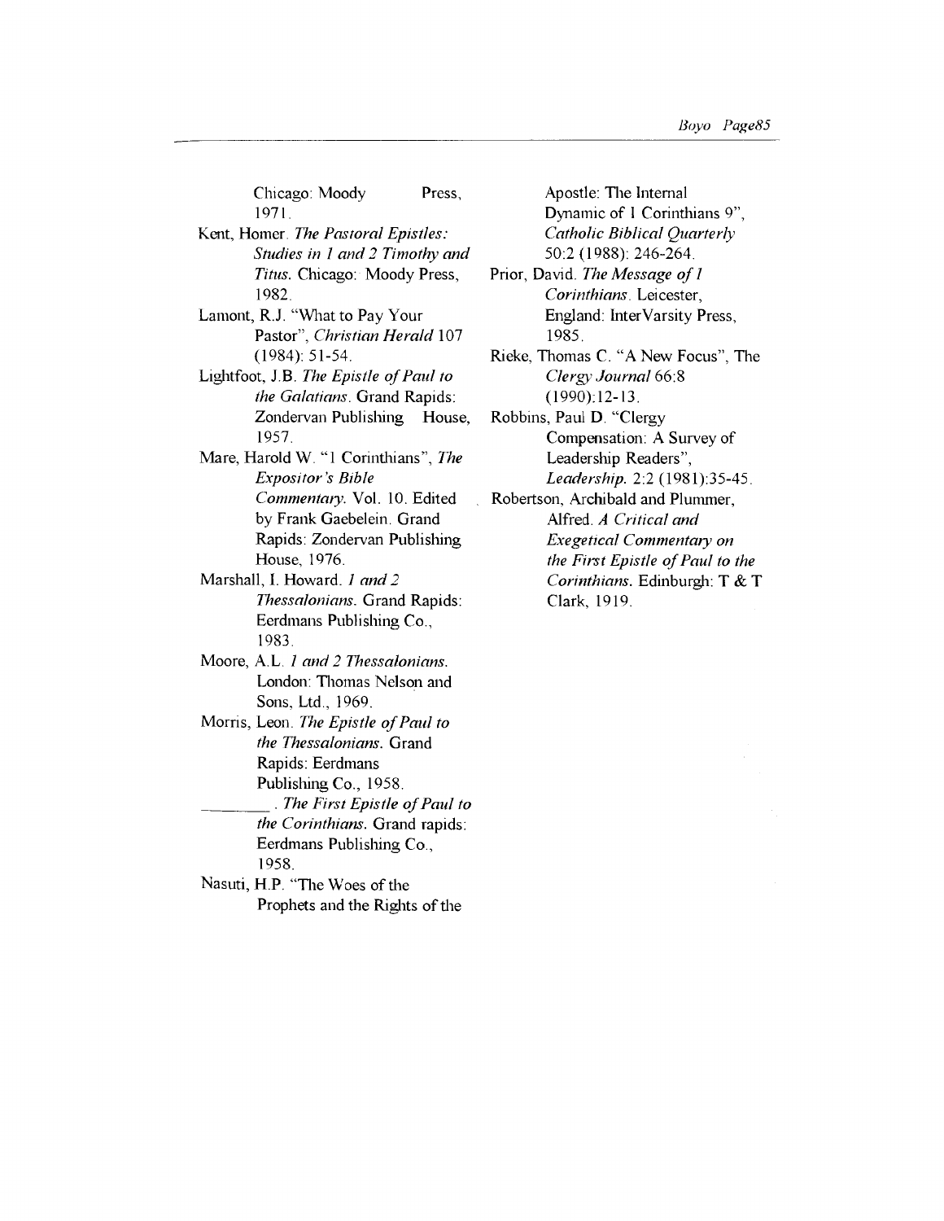Chicago: Moody Press, 1971.

Kent, Homer. *The Pastoral Epistles: Studies in 1 and 2 Timothy and Titus.* Chicago: Moody Press, 1982.

Lamont, R.J. "What to Pay Your Pastor", *Christian Herald* 107 (1984): 51-54.

Lightfoot, J.B. *The Epistle of Paul to the Galatians.* Grand Rapids: Zondervan Publishing House, 1957.

Mare, Harold W. "1 Corinthians", *The Expositor's Bible Commentary.* Vol. 10. Edited by Frank Gaebelein. Grand Rapids: Zondervan Publishing House, 1976.

Marshall, I. Howard. *1 and 2 Thessalonians.* Grand Rapids: Eerdmans Publishing Co., 1983.

Moore, A.L. *1 and 2 Thessalonians.* London: Thomas Nelson and Sons, Ltd., 1969.

Morris, Leon. *The Epistle of Paul to the Thessalonians.* Grand Rapids: Eerdmans Publishing Co., 1958.

________. *The First Epistle of Paul to the Corinthians.* Grand rapids: Eerdmans Publishing Co., 1958.

Nasuti, H.P. "The Woes of the Prophets and the Rights of the Apostle: The Internal Dynamic of 1 Corinthians 9", *Catholic Biblical Quarterly* 50:2 (1988): 246-264.

Prior, David. *The Message of 1 Corinthians.* Leicester, England: InterVarsity Press, 1985.

Rieke, Thomas C. "A New Focus", The *Clergy Journal* 66:8 (1990):12-13.

Robbins, Paul D. "Clergy Compensation: A Survey of Leadership Readers", *Leadership.* 2:2 (1981):35-45.

Robertson, Archibald and Plummer, Alfred. *A Critical and Exegetical Commentary on the First Epistle of Paul to the Corinthians.* Edinburgh: T & T Clark, 1919.